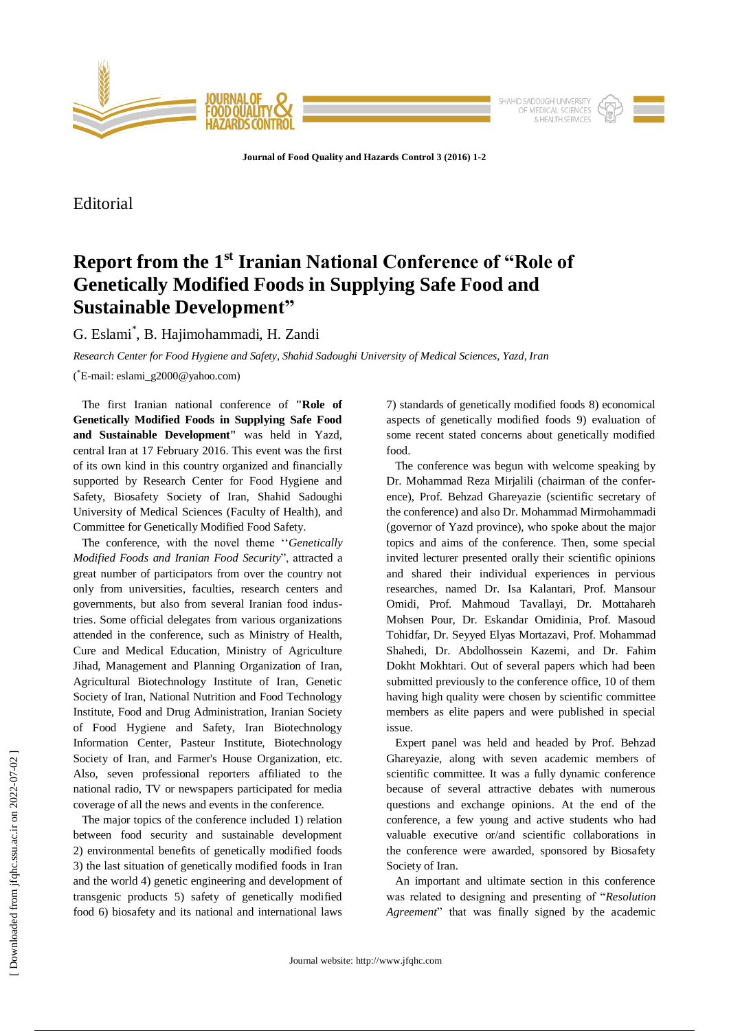Editorial

# Report from the 1st Iranian National Conference of "Role of Genetically Modified Foods in Supplying Safe Food and Sustainable Development"

G. Eslami[*], B. Hajimohammadi, H. Zandi

*Research Center for Food Hygiene and Safety, Shahid Sadoughi University of Medical Sciences, Yazd, Iran*

([*]E-mail: eslami_g2000@yahoo.com)

The first Iranian national conference of **"Role of Genetically Modified Foods in Supplying Safe Food and Sustainable Development"** was held in Yazd, central Iran at 17 February 2016. This event was the first of its own kind in this country organized and financially supported by Research Center for Food Hygiene and Safety, Biosafety Society of Iran, Shahid Sadoughi University of Medical Sciences (Faculty of Health), and Committee for Genetically Modified Food Safety.

The conference, with the novel theme ''*Genetically Modified Foods and Iranian Food Security*", attracted a great number of participators from over the country not only from universities, faculties, research centers and governments, but also from several Iranian food industries. Some official delegates from various organizations attended in the conference, such as Ministry of Health, Cure and Medical Education, Ministry of Agriculture Jihad, Management and Planning Organization of Iran, Agricultural Biotechnology Institute of Iran, Genetic Society of Iran, National Nutrition and Food Technology Institute, Food and Drug Administration, Iranian Society of Food Hygiene and Safety, Iran Biotechnology Information Center, Pasteur Institute, Biotechnology Society of Iran, and Farmer's House Organization, etc. Also, seven professional reporters affiliated to the national radio, TV or newspapers participated for media coverage of all the news and events in the conference.

The major topics of the conference included 1) relation between food security and sustainable development 2) environmental benefits of genetically modified foods 3) the last situation of genetically modified foods in Iran and the world 4) genetic engineering and development of transgenic products 5) safety of genetically modified food 6) biosafety and its national and international laws 7) standards of genetically modified foods 8) economical aspects of genetically modified foods 9) evaluation of some recent stated concerns about genetically modified food.

The conference was begun with welcome speaking by Dr. Mohammad Reza Mirjalili (chairman of the conference), Prof. Behzad Ghareyazie (scientific secretary of the conference) and also Dr. Mohammad Mirmohammadi (governor of Yazd province), who spoke about the major topics and aims of the conference. Then, some special invited lecturer presented orally their scientific opinions and shared their individual experiences in pervious researches, named Dr. Isa Kalantari, Prof. Mansour Omidi, Prof. Mahmoud Tavallayi, Dr. Mottahareh Mohsen Pour, Dr. Eskandar Omidinia, Prof. Masoud Tohidfar, Dr. Seyyed Elyas Mortazavi, Prof. Mohammad Shahedi, Dr. Abdolhossein Kazemi, and Dr. Fahim Dokht Mokhtari. Out of several papers which had been submitted previously to the conference office, 10 of them having high quality were chosen by scientific committee members as elite papers and were published in special issue.

Expert panel was held and headed by Prof. Behzad Ghareyazie, along with seven academic members of scientific committee. It was a fully dynamic conference because of several attractive debates with numerous questions and exchange opinions. At the end of the conference, a few young and active students who had valuable executive or/and scientific collaborations in the conference were awarded, sponsored by Biosafety Society of Iran.

An important and ultimate section in this conference was related to designing and presenting of "*Resolution Agreement*" that was finally signed by the academic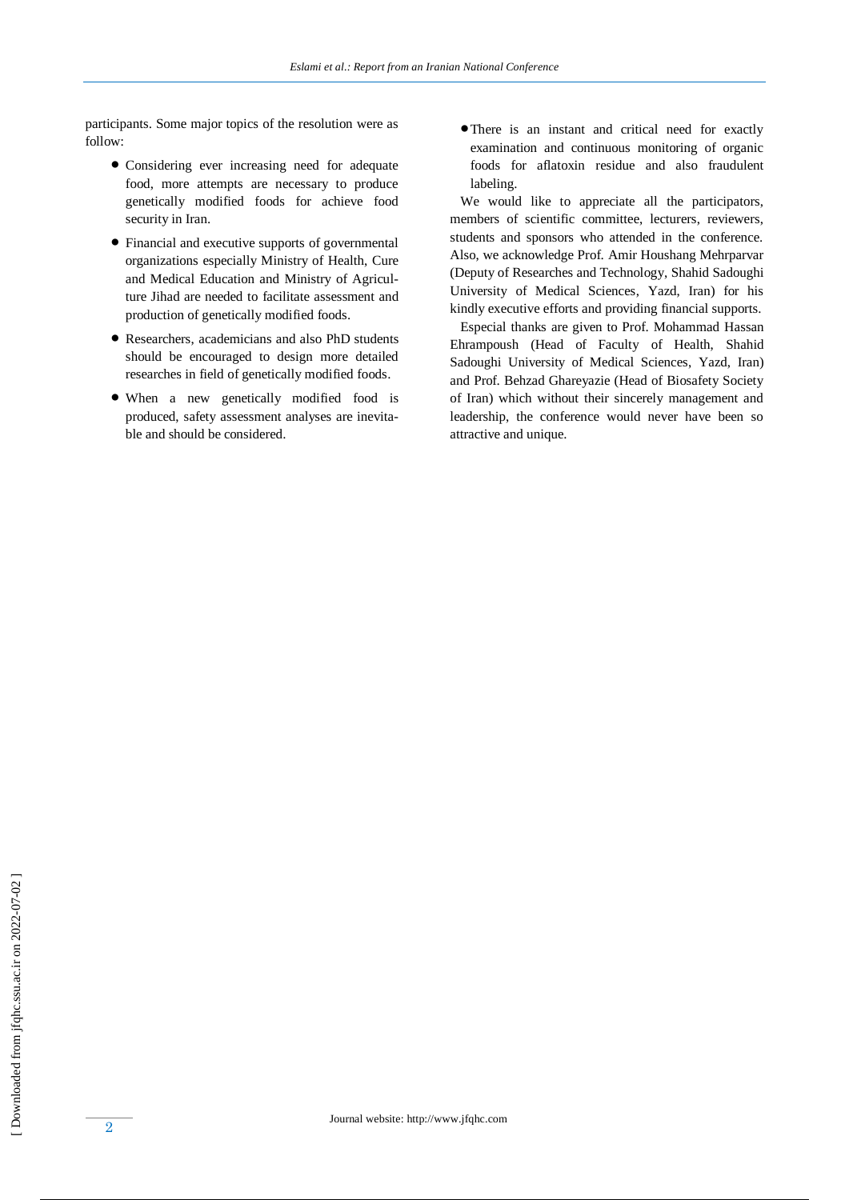participants. Some major topics of the resolution were as follow:

- Considering ever increasing need for adequate food, more attempts are necessary to produce genetically modified foods for achieve food security in Iran.
- Financial and executive supports of governmental organizations especially Ministry of Health, Cure and Medical Education and Ministry of Agriculture Jihad are needed to facilitate assessment and production of genetically modified foods.
- Researchers, academicians and also PhD students should be encouraged to design more detailed researches in field of genetically modified foods.
- When a new genetically modified food is produced, safety assessment analyses are inevitable and should be considered.
- There is an instant and critical need for exactly examination and continuous monitoring of organic foods for aflatoxin residue and also fraudulent labeling.

We would like to appreciate all the participators, members of scientific committee, lecturers, reviewers, students and sponsors who attended in the conference. Also, we acknowledge Prof. Amir Houshang Mehrparvar (Deputy of Researches and Technology, Shahid Sadoughi University of Medical Sciences, Yazd, Iran) for his kindly executive efforts and providing financial supports.

Especial thanks are given to Prof. Mohammad Hassan Ehrampoush (Head of Faculty of Health, Shahid Sadoughi University of Medical Sciences, Yazd, Iran) and Prof. Behzad Ghareyazie (Head of Biosafety Society of Iran) which without their sincerely management and leadership, the conference would never have been so attractive and unique.